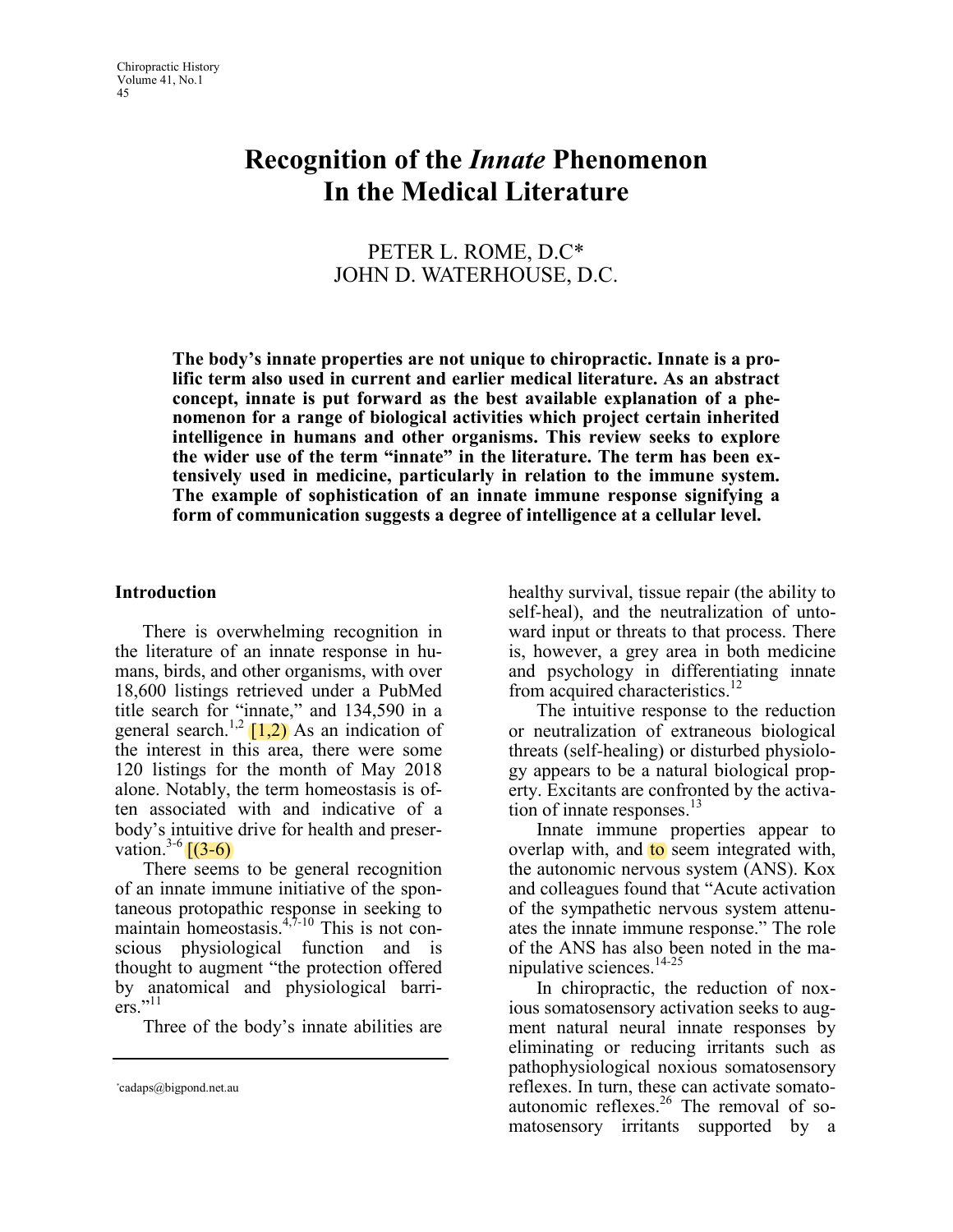# Recognition of the *Innate* Phenomenon In the Medical Literature

PETER L. ROME, D.C*
JOHN D. WATERHOUSE, D.C.

**The body's innate properties are not unique to chiropractic. Innate is a prolific term also used in current and earlier medical literature. As an abstract concept, innate is put forward as the best available explanation of a phenomenon for a range of biological activities which project certain inherited intelligence in humans and other organisms. This review seeks to explore the wider use of the term "innate" in the literature. The term has been extensively used in medicine, particularly in relation to the immune system. The example of sophistication of an innate immune response signifying a form of communication suggests a degree of intelligence at a cellular level.**

## Introduction

There is overwhelming recognition in the literature of an innate response in humans, birds, and other organisms, with over 18,600 listings retrieved under a PubMed title search for "innate," and 134,590 in a general search.[1,2] [1,2] As an indication of the interest in this area, there were some 120 listings for the month of May 2018 alone. Notably, the term homeostasis is often associated with and indicative of a body's intuitive drive for health and preservation.[3-6] [(3-6)

There seems to be general recognition of an innate immune initiative of the spontaneous protopathic response in seeking to maintain homeostasis.[4,7-10] This is not conscious physiological function and is thought to augment "the protection offered by anatomical and physiological barriers."[11]

Three of the body's innate abilities are healthy survival, tissue repair (the ability to self-heal), and the neutralization of untoward input or threats to that process. There is, however, a grey area in both medicine and psychology in differentiating innate from acquired characteristics.[12]

The intuitive response to the reduction or neutralization of extraneous biological threats (self-healing) or disturbed physiology appears to be a natural biological property. Excitants are confronted by the activation of innate responses.[13]

Innate immune properties appear to overlap with, and to seem integrated with, the autonomic nervous system (ANS). Kox and colleagues found that "Acute activation of the sympathetic nervous system attenuates the innate immune response." The role of the ANS has also been noted in the manipulative sciences.[14-25]

In chiropractic, the reduction of noxious somatosensory activation seeks to augment natural neural innate responses by eliminating or reducing irritants such as pathophysiological noxious somatosensory reflexes. In turn, these can activate somatoautonomic reflexes.[26] The removal of somatosensory irritants supported by a

*cadaps@bigpond.net.au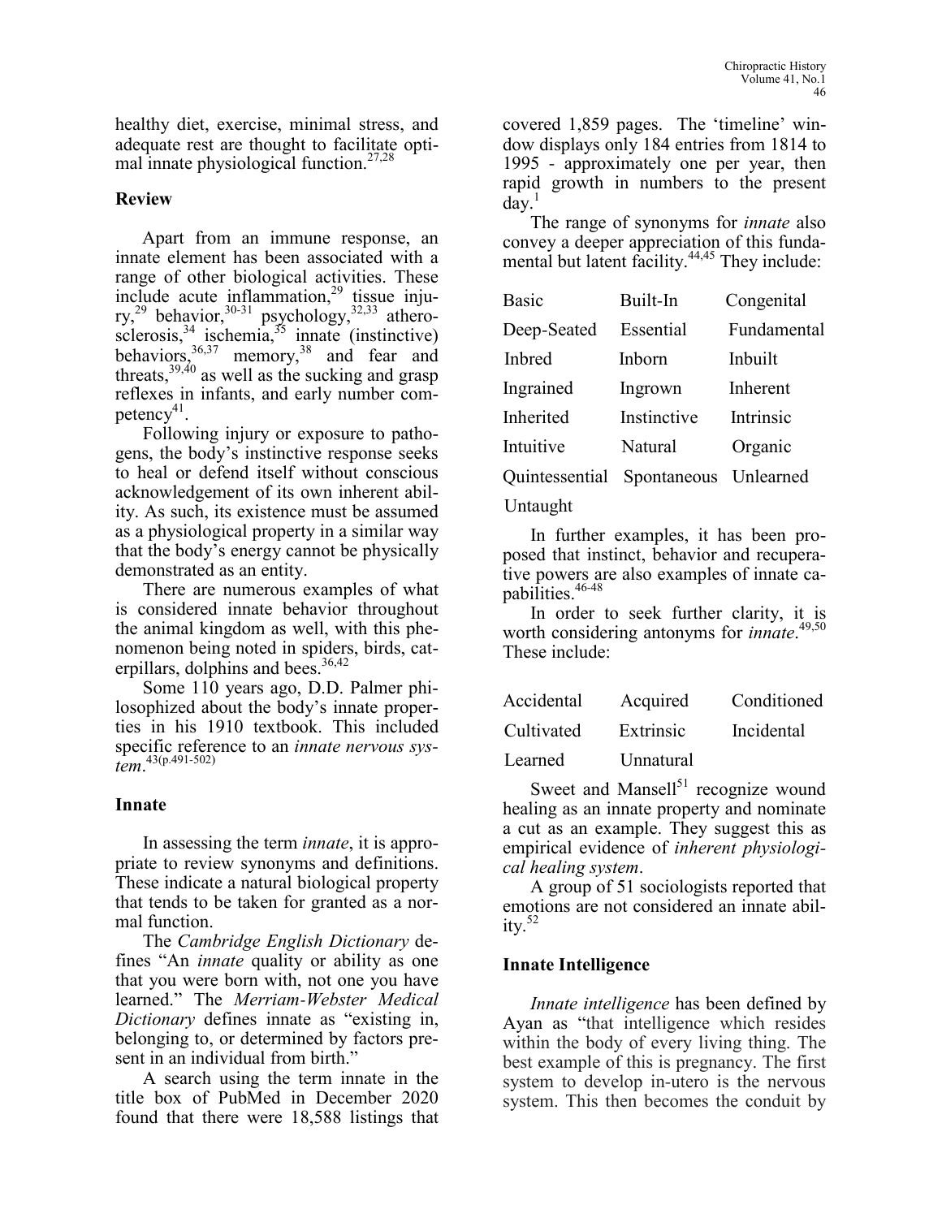healthy diet, exercise, minimal stress, and adequate rest are thought to facilitate optimal innate physiological function.[27,28]

## Review

Apart from an immune response, an innate element has been associated with a range of other biological activities. These include acute inflammation,[29] tissue injury,[29] behavior,[30-31] psychology,[32,33] atherosclerosis,[34] ischemia,[35] innate (instinctive) behaviors,[36,37] memory,[38] and fear and threats,[39,40] as well as the sucking and grasp reflexes in infants, and early number competency[41].

Following injury or exposure to pathogens, the body's instinctive response seeks to heal or defend itself without conscious acknowledgement of its own inherent ability. As such, its existence must be assumed as a physiological property in a similar way that the body's energy cannot be physically demonstrated as an entity.

There are numerous examples of what is considered innate behavior throughout the animal kingdom as well, with this phenomenon being noted in spiders, birds, caterpillars, dolphins and bees.[36,42]

Some 110 years ago, D.D. Palmer philosophized about the body's innate properties in his 1910 textbook. This included specific reference to an *innate nervous system*.[43(p.491-502)]

## Innate

In assessing the term *innate*, it is appropriate to review synonyms and definitions. These indicate a natural biological property that tends to be taken for granted as a normal function.

The *Cambridge English Dictionary* defines "An *innate* quality or ability as one that you were born with, not one you have learned." The *Merriam-Webster Medical Dictionary* defines innate as "existing in, belonging to, or determined by factors present in an individual from birth."

A search using the term innate in the title box of PubMed in December 2020 found that there were 18,588 listings that covered 1,859 pages. The 'timeline' window displays only 184 entries from 1814 to 1995 - approximately one per year, then rapid growth in numbers to the present day.[1]

The range of synonyms for *innate* also convey a deeper appreciation of this fundamental but latent facility.[44,45] They include:

| | | |
|---|---|---|
| Basic | Built-In | Congenital |
| Deep-Seated | Essential | Fundamental |
| Inbred | Inborn | Inbuilt |
| Ingrained | Ingrown | Inherent |
| Inherited | Instinctive | Intrinsic |
| Intuitive | Natural | Organic |
| Quintessential | Spontaneous | Unlearned |
| Untaught | | |

In further examples, it has been proposed that instinct, behavior and recuperative powers are also examples of innate capabilities.[46-48]

In order to seek further clarity, it is worth considering antonyms for *innate*.[49,50] These include:

| | | |
|---|---|---|
| Accidental | Acquired | Conditioned |
| Cultivated | Extrinsic | Incidental |
| Learned | Unnatural | |

Sweet and Mansell[51] recognize wound healing as an innate property and nominate a cut as an example. They suggest this as empirical evidence of *inherent physiological healing system*.

A group of 51 sociologists reported that emotions are not considered an innate ability.[52]

## Innate Intelligence

*Innate intelligence* has been defined by Ayan as "that intelligence which resides within the body of every living thing. The best example of this is pregnancy. The first system to develop in-utero is the nervous system. This then becomes the conduit by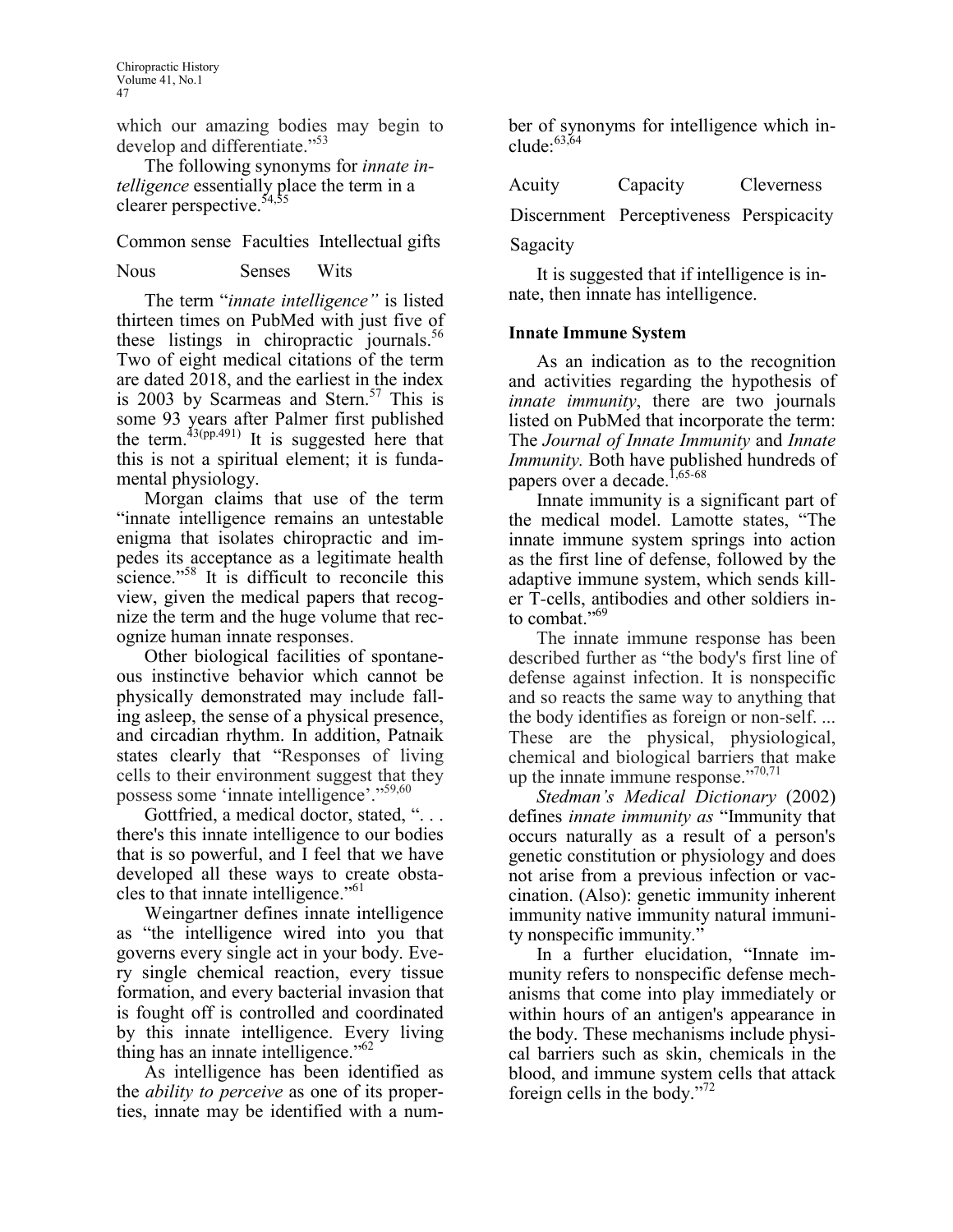which our amazing bodies may begin to develop and differentiate."[53]

The following synonyms for *innate intelligence* essentially place the term in a clearer perspective.[54,55]

Common sense   Faculties   Intellectual gifts

Nous   Senses   Wits

The term "*innate intelligence"* is listed thirteen times on PubMed with just five of these listings in chiropractic journals.[56] Two of eight medical citations of the term are dated 2018, and the earliest in the index is 2003 by Scarmeas and Stern.[57] This is some 93 years after Palmer first published the term.[43(pp.491)] It is suggested here that this is not a spiritual element; it is fundamental physiology.

Morgan claims that use of the term "innate intelligence remains an untestable enigma that isolates chiropractic and impedes its acceptance as a legitimate health science."[58] It is difficult to reconcile this view, given the medical papers that recognize the term and the huge volume that recognize human innate responses.

Other biological facilities of spontaneous instinctive behavior which cannot be physically demonstrated may include falling asleep, the sense of a physical presence, and circadian rhythm. In addition, Patnaik states clearly that "Responses of living cells to their environment suggest that they possess some 'innate intelligence'."[59,60]

Gottfried, a medical doctor, stated, ". . . there's this innate intelligence to our bodies that is so powerful, and I feel that we have developed all these ways to create obstacles to that innate intelligence."[61]

Weingartner defines innate intelligence as "the intelligence wired into you that governs every single act in your body. Every single chemical reaction, every tissue formation, and every bacterial invasion that is fought off is controlled and coordinated by this innate intelligence. Every living thing has an innate intelligence."[62]

As intelligence has been identified as the *ability to perceive* as one of its properties, innate may be identified with a number of synonyms for intelligence which include:[63,64]

Acuity   Capacity   Cleverness

Discernment   Perceptiveness   Perspicacity

Sagacity

It is suggested that if intelligence is innate, then innate has intelligence.

**Innate Immune System**

As an indication as to the recognition and activities regarding the hypothesis of *innate immunity*, there are two journals listed on PubMed that incorporate the term: The *Journal of Innate Immunity* and *Innate Immunity.* Both have published hundreds of papers over a decade.[1,65-68]

Innate immunity is a significant part of the medical model. Lamotte states, "The innate immune system springs into action as the first line of defense, followed by the adaptive immune system, which sends killer T-cells, antibodies and other soldiers into combat."[69]

The innate immune response has been described further as "the body's first line of defense against infection. It is nonspecific and so reacts the same way to anything that the body identifies as foreign or non-self. ... These are the physical, physiological, chemical and biological barriers that make up the innate immune response."[70,71]

*Stedman's Medical Dictionary* (2002) defines *innate immunity as* "Immunity that occurs naturally as a result of a person's genetic constitution or physiology and does not arise from a previous infection or vaccination. (Also): genetic immunity inherent immunity native immunity natural immunity nonspecific immunity."

In a further elucidation, "Innate immunity refers to nonspecific defense mechanisms that come into play immediately or within hours of an antigen's appearance in the body. These mechanisms include physical barriers such as skin, chemicals in the blood, and immune system cells that attack foreign cells in the body."[72]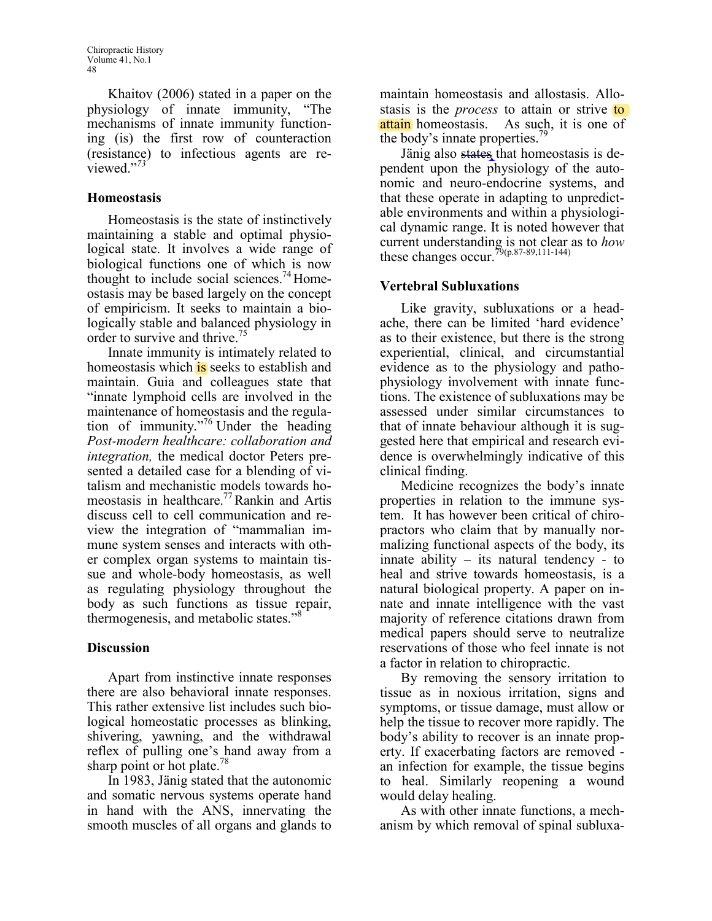Khaitov (2006) stated in a paper on the physiology of innate immunity, "The mechanisms of innate immunity functioning (is) the first row of counteraction (resistance) to infectious agents are reviewed."[73]

## Homeostasis

Homeostasis is the state of instinctively maintaining a stable and optimal physiological state. It involves a wide range of biological functions one of which is now thought to include social sciences.[74] Homeostasis may be based largely on the concept of empiricism. It seeks to maintain a biologically stable and balanced physiology in order to survive and thrive.[75]

Innate immunity is intimately related to homeostasis which is seeks to establish and maintain. Guia and colleagues state that "innate lymphoid cells are involved in the maintenance of homeostasis and the regulation of immunity."[76] Under the heading *Post-modern healthcare: collaboration and integration,* the medical doctor Peters presented a detailed case for a blending of vitalism and mechanistic models towards homeostasis in healthcare.[77] Rankin and Artis discuss cell to cell communication and review the integration of "mammalian immune system senses and interacts with other complex organ systems to maintain tissue and whole-body homeostasis, as well as regulating physiology throughout the body as such functions as tissue repair, thermogenesis, and metabolic states."[8]

## Discussion

Apart from instinctive innate responses there are also behavioral innate responses. This rather extensive list includes such biological homeostatic processes as blinking, shivering, yawning, and the withdrawal reflex of pulling one's hand away from a sharp point or hot plate.[78]

In 1983, Jänig stated that the autonomic and somatic nervous systems operate hand in hand with the ANS, innervating the smooth muscles of all organs and glands to maintain homeostasis and allostasis. Allostasis is the *process* to attain or strive to attain homeostasis. As such, it is one of the body's innate properties.[79]

Jänig also states that homeostasis is dependent upon the physiology of the autonomic and neuro-endocrine systems, and that these operate in adapting to unpredictable environments and within a physiological dynamic range. It is noted however that current understanding is not clear as to *how* these changes occur.[79(p.87-89,111-144)]

## Vertebral Subluxations

Like gravity, subluxations or a headache, there can be limited 'hard evidence' as to their existence, but there is the strong experiential, clinical, and circumstantial evidence as to the physiology and pathophysiology involvement with innate functions. The existence of subluxations may be assessed under similar circumstances to that of innate behaviour although it is suggested here that empirical and research evidence is overwhelmingly indicative of this clinical finding.

Medicine recognizes the body's innate properties in relation to the immune system. It has however been critical of chiropractors who claim that by manually normalizing functional aspects of the body, its innate ability – its natural tendency - to heal and strive towards homeostasis, is a natural biological property. A paper on innate and innate intelligence with the vast majority of reference citations drawn from medical papers should serve to neutralize reservations of those who feel innate is not a factor in relation to chiropractic.

By removing the sensory irritation to tissue as in noxious irritation, signs and symptoms, or tissue damage, must allow or help the tissue to recover more rapidly. The body's ability to recover is an innate property. If exacerbating factors are removed - an infection for example, the tissue begins to heal. Similarly reopening a wound would delay healing.

As with other innate functions, a mechanism by which removal of spinal subluxa-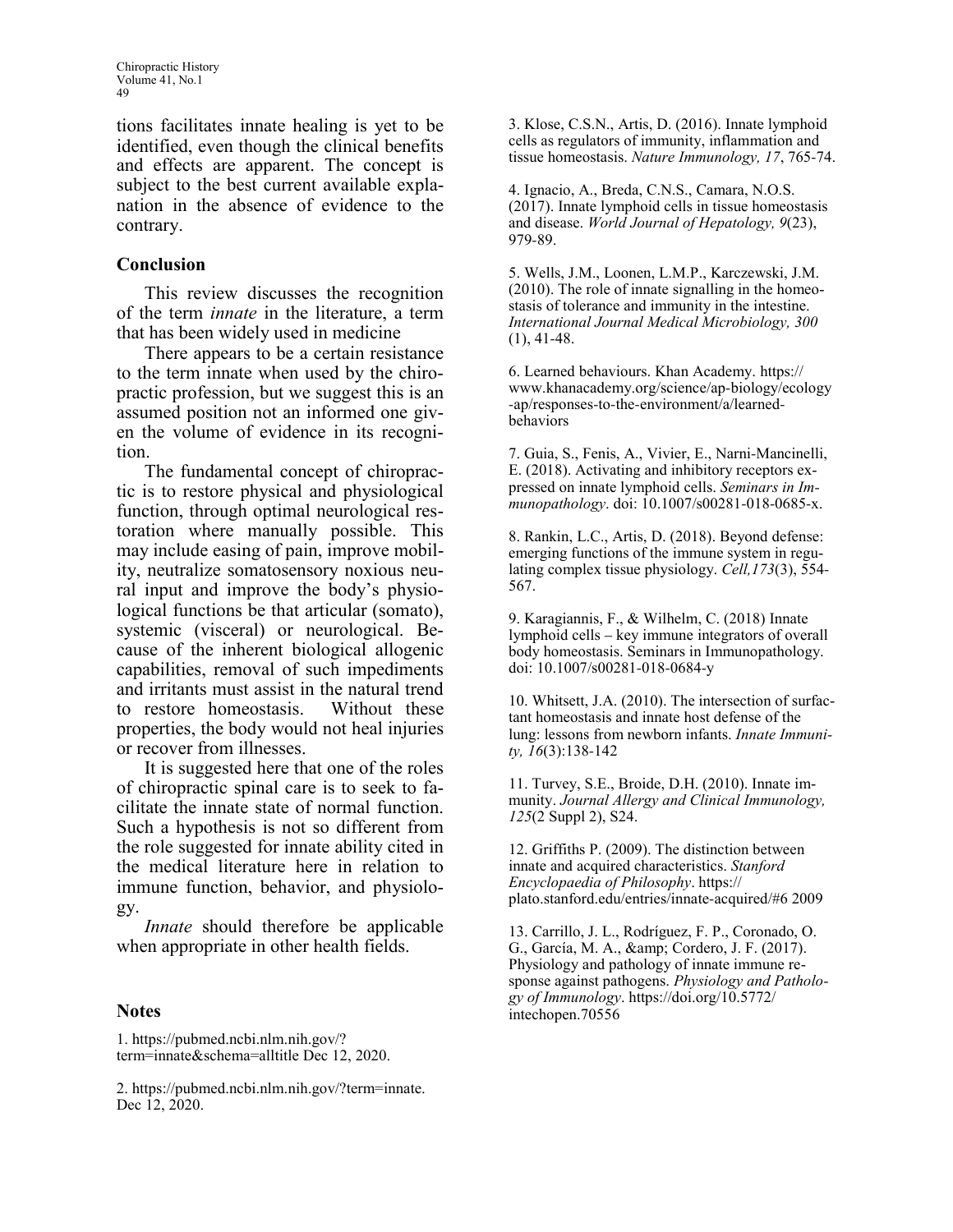tions facilitates innate healing is yet to be identified, even though the clinical benefits and effects are apparent. The concept is subject to the best current available explanation in the absence of evidence to the contrary.

## Conclusion

This review discusses the recognition of the term *innate* in the literature, a term that has been widely used in medicine

There appears to be a certain resistance to the term innate when used by the chiropractic profession, but we suggest this is an assumed position not an informed one given the volume of evidence in its recognition.

The fundamental concept of chiropractic is to restore physical and physiological function, through optimal neurological restoration where manually possible. This may include easing of pain, improve mobility, neutralize somatosensory noxious neural input and improve the body's physiological functions be that articular (somato), systemic (visceral) or neurological. Because of the inherent biological allogenic capabilities, removal of such impediments and irritants must assist in the natural trend to restore homeostasis. Without these properties, the body would not heal injuries or recover from illnesses.

It is suggested here that one of the roles of chiropractic spinal care is to seek to facilitate the innate state of normal function. Such a hypothesis is not so different from the role suggested for innate ability cited in the medical literature here in relation to immune function, behavior, and physiology.

*Innate* should therefore be applicable when appropriate in other health fields.

## Notes

1. https://pubmed.ncbi.nlm.nih.gov/?term=innate&schema=alltitle Dec 12, 2020.

2. https://pubmed.ncbi.nlm.nih.gov/?term=innate. Dec 12, 2020.

3. Klose, C.S.N., Artis, D. (2016). Innate lymphoid cells as regulators of immunity, inflammation and tissue homeostasis. *Nature Immunology, 17*, 765-74.

4. Ignacio, A., Breda, C.N.S., Camara, N.O.S. (2017). Innate lymphoid cells in tissue homeostasis and disease. *World Journal of Hepatology, 9*(23), 979-89.

5. Wells, J.M., Loonen, L.M.P., Karczewski, J.M. (2010). The role of innate signalling in the homeostasis of tolerance and immunity in the intestine. *International Journal Medical Microbiology, 300* (1), 41-48.

6. Learned behaviours. Khan Academy. https://www.khanacademy.org/science/ap-biology/ecology-ap/responses-to-the-environment/a/learned-behaviors

7. Guia, S., Fenis, A., Vivier, E., Narni-Mancinelli, E. (2018). Activating and inhibitory receptors expressed on innate lymphoid cells. *Seminars in Immunopathology*. doi: 10.1007/s00281-018-0685-x.

8. Rankin, L.C., Artis, D. (2018). Beyond defense: emerging functions of the immune system in regulating complex tissue physiology. *Cell,173*(3), 554-567.

9. Karagiannis, F., & Wilhelm, C. (2018) Innate lymphoid cells – key immune integrators of overall body homeostasis. Seminars in Immunopathology. doi: 10.1007/s00281-018-0684-y

10. Whitsett, J.A. (2010). The intersection of surfactant homeostasis and innate host defense of the lung: lessons from newborn infants. *Innate Immunity, 16*(3):138-142

11. Turvey, S.E., Broide, D.H. (2010). Innate immunity. *Journal Allergy and Clinical Immunology, 125*(2 Suppl 2), S24.

12. Griffiths P. (2009). The distinction between innate and acquired characteristics. *Stanford Encyclopaedia of Philosophy*. https://plato.stanford.edu/entries/innate-acquired/#6 2009

13. Carrillo, J. L., Rodríguez, F. P., Coronado, O. G., García, M. A., &amp; Cordero, J. F. (2017). Physiology and pathology of innate immune response against pathogens. *Physiology and Pathology of Immunology*. https://doi.org/10.5772/intechopen.70556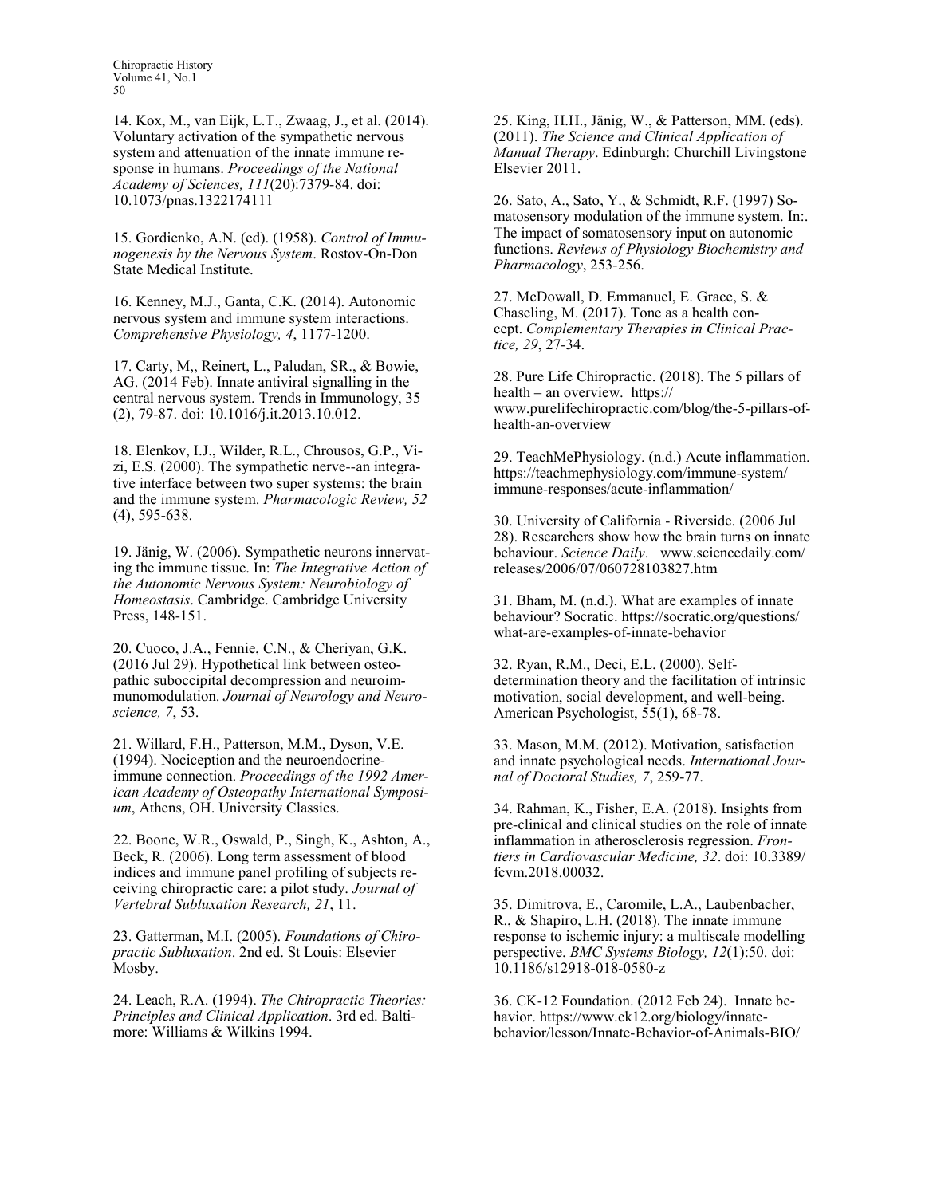14. Kox, M., van Eijk, L.T., Zwaag, J., et al. (2014). Voluntary activation of the sympathetic nervous system and attenuation of the innate immune response in humans. *Proceedings of the National Academy of Sciences, 111*(20):7379-84. doi: 10.1073/pnas.1322174111

15. Gordienko, A.N. (ed). (1958). *Control of Immunogenesis by the Nervous System*. Rostov-On-Don State Medical Institute.

16. Kenney, M.J., Ganta, C.K. (2014). Autonomic nervous system and immune system interactions. *Comprehensive Physiology, 4*, 1177-1200.

17. Carty, M,, Reinert, L., Paludan, SR., & Bowie, AG. (2014 Feb). Innate antiviral signalling in the central nervous system. Trends in Immunology, 35 (2), 79-87. doi: 10.1016/j.it.2013.10.012.

18. Elenkov, I.J., Wilder, R.L., Chrousos, G.P., Vizi, E.S. (2000). The sympathetic nerve--an integrative interface between two super systems: the brain and the immune system. *Pharmacologic Review, 52* (4), 595-638.

19. Jänig, W. (2006). Sympathetic neurons innervating the immune tissue. In: *The Integrative Action of the Autonomic Nervous System: Neurobiology of Homeostasis*. Cambridge. Cambridge University Press, 148-151.

20. Cuoco, J.A., Fennie, C.N., & Cheriyan, G.K. (2016 Jul 29). Hypothetical link between osteopathic suboccipital decompression and neuroimmunomodulation. *Journal of Neurology and Neuroscience, 7*, 53.

21. Willard, F.H., Patterson, M.M., Dyson, V.E. (1994). Nociception and the neuroendocrine-immune connection. *Proceedings of the 1992 American Academy of Osteopathy International Symposium*, Athens, OH. University Classics.

22. Boone, W.R., Oswald, P., Singh, K., Ashton, A., Beck, R. (2006). Long term assessment of blood indices and immune panel profiling of subjects receiving chiropractic care: a pilot study. *Journal of Vertebral Subluxation Research, 21*, 11.

23. Gatterman, M.I. (2005). *Foundations of Chiropractic Subluxation*. 2nd ed. St Louis: Elsevier Mosby.

24. Leach, R.A. (1994). *The Chiropractic Theories: Principles and Clinical Application*. 3rd ed. Baltimore: Williams & Wilkins 1994.

25. King, H.H., Jänig, W., & Patterson, MM. (eds). (2011). *The Science and Clinical Application of Manual Therapy*. Edinburgh: Churchill Livingstone Elsevier 2011.

26. Sato, A., Sato, Y., & Schmidt, R.F. (1997) Somatosensory modulation of the immune system. In:. The impact of somatosensory input on autonomic functions. *Reviews of Physiology Biochemistry and Pharmacology*, 253-256.

27. McDowall, D. Emmanuel, E. Grace, S. & Chaseling, M. (2017). Tone as a health concept. *Complementary Therapies in Clinical Practice, 29*, 27-34.

28. Pure Life Chiropractic. (2018). The 5 pillars of health – an overview. https://www.purelifechiropractic.com/blog/the-5-pillars-of-health-an-overview

29. TeachMePhysiology. (n.d.) Acute inflammation. https://teachmephysiology.com/immune-system/immune-responses/acute-inflammation/

30. University of California - Riverside. (2006 Jul 28). Researchers show how the brain turns on innate behaviour. *Science Daily*. www.sciencedaily.com/releases/2006/07/060728103827.htm

31. Bham, M. (n.d.). What are examples of innate behaviour? Socratic. https://socratic.org/questions/what-are-examples-of-innate-behavior

32. Ryan, R.M., Deci, E.L. (2000). Self-determination theory and the facilitation of intrinsic motivation, social development, and well-being. American Psychologist, 55(1), 68-78.

33. Mason, M.M. (2012). Motivation, satisfaction and innate psychological needs. *International Journal of Doctoral Studies, 7*, 259-77.

34. Rahman, K., Fisher, E.A. (2018). Insights from pre-clinical and clinical studies on the role of innate inflammation in atherosclerosis regression. *Frontiers in Cardiovascular Medicine, 32*. doi: 10.3389/fcvm.2018.00032.

35. Dimitrova, E., Caromile, L.A., Laubenbacher, R., & Shapiro, L.H. (2018). The innate immune response to ischemic injury: a multiscale modelling perspective. *BMC Systems Biology, 12*(1):50. doi: 10.1186/s12918-018-0580-z

36. CK-12 Foundation. (2012 Feb 24). Innate behavior. https://www.ck12.org/biology/innate-behavior/lesson/Innate-Behavior-of-Animals-BIO/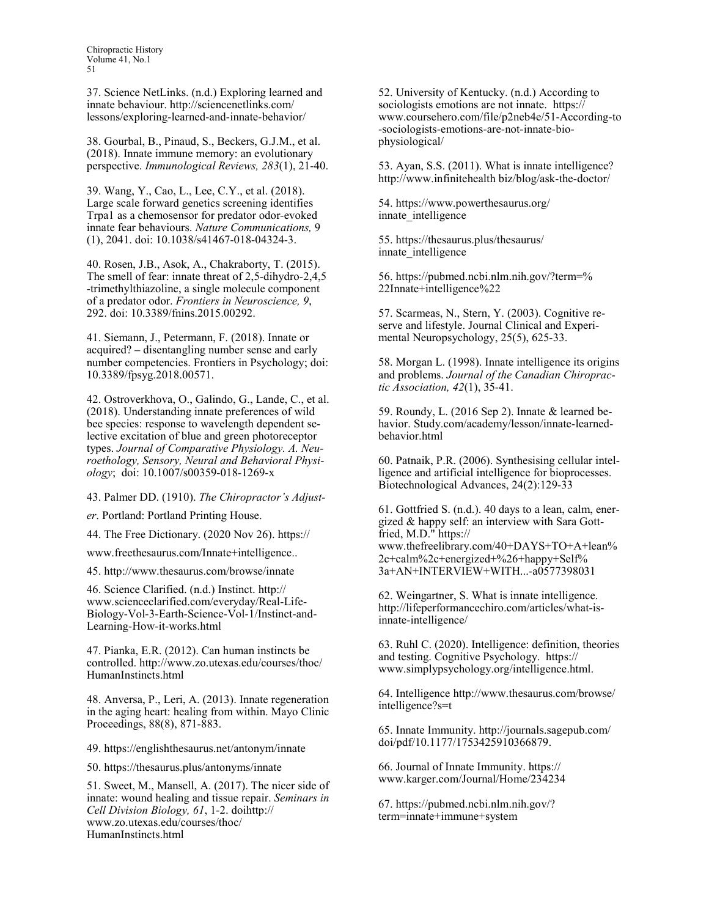37. Science NetLinks. (n.d.) Exploring learned and innate behaviour. http://sciencenetlinks.com/lessons/exploring-learned-and-innate-behavior/

38. Gourbal, B., Pinaud, S., Beckers, G.J.M., et al. (2018). Innate immune memory: an evolutionary perspective. *Immunological Reviews, 283*(1), 21-40.

39. Wang, Y., Cao, L., Lee, C.Y., et al. (2018). Large scale forward genetics screening identifies Trpa1 as a chemosensor for predator odor-evoked innate fear behaviours. *Nature Communications,* 9 (1), 2041. doi: 10.1038/s41467-018-04324-3.

40. Rosen, J.B., Asok, A., Chakraborty, T. (2015). The smell of fear: innate threat of 2,5-dihydro-2,4,5-trimethylthiazoline, a single molecule component of a predator odor. *Frontiers in Neuroscience, 9*, 292. doi: 10.3389/fnins.2015.00292.

41. Siemann, J., Petermann, F. (2018). Innate or acquired? – disentangling number sense and early number competencies. Frontiers in Psychology; doi: 10.3389/fpsyg.2018.00571.

42. Ostroverkhova, O., Galindo, G., Lande, C., et al. (2018). Understanding innate preferences of wild bee species: response to wavelength dependent selective excitation of blue and green photoreceptor types. *Journal of Comparative Physiology. A. Neuroethology, Sensory, Neural and Behavioral Physiology*; doi: 10.1007/s00359-018-1269-x

43. Palmer DD. (1910). *The Chiropractor's Adjuster*. Portland: Portland Printing House.

44. The Free Dictionary. (2020 Nov 26). https://www.freethesaurus.com/Innate+intelligence..

45. http://www.thesaurus.com/browse/innate

46. Science Clarified. (n.d.) Instinct. http://www.scienceclarified.com/everyday/Real-Life-Biology-Vol-3-Earth-Science-Vol-1/Instinct-and-Learning-How-it-works.html

47. Pianka, E.R. (2012). Can human instincts be controlled. http://www.zo.utexas.edu/courses/thoc/HumanInstincts.html

48. Anversa, P., Leri, A. (2013). Innate regeneration in the aging heart: healing from within. Mayo Clinic Proceedings, 88(8), 871-883.

49. https://englishthesaurus.net/antonym/innate

50. https://thesaurus.plus/antonyms/innate

51. Sweet, M., Mansell, A. (2017). The nicer side of innate: wound healing and tissue repair. *Seminars in Cell Division Biology, 61*, 1-2. doihttp://www.zo.utexas.edu/courses/thoc/HumanInstincts.html

52. University of Kentucky. (n.d.) According to sociologists emotions are not innate. https://www.coursehero.com/file/p2neb4e/51-According-to-sociologists-emotions-are-not-innate-bio-physiological/

53. Ayan, S.S. (2011). What is innate intelligence? http://www.infinitehealth biz/blog/ask-the-doctor/

54. https://www.powerthesaurus.org/innate_intelligence

55. https://thesaurus.plus/thesaurus/innate_intelligence

56. https://pubmed.ncbi.nlm.nih.gov/?term=%22Innate+intelligence%22

57. Scarmeas, N., Stern, Y. (2003). Cognitive reserve and lifestyle. Journal Clinical and Experimental Neuropsychology, 25(5), 625-33.

58. Morgan L. (1998). Innate intelligence its origins and problems. *Journal of the Canadian Chiropractic Association, 42*(1), 35-41.

59. Roundy, L. (2016 Sep 2). Innate & learned behavior. Study.com/academy/lesson/innate-learned-behavior.html

60. Patnaik, P.R. (2006). Synthesising cellular intelligence and artificial intelligence for bioprocesses. Biotechnological Advances, 24(2):129-33

61. Gottfried S. (n.d.). 40 days to a lean, calm, energized & happy self: an interview with Sara Gottfried, M.D." https://www.thefreelibrary.com/40+DAYS+TO+A+lean%2c+calm%2c+energized+%26+happy+Self%3a+AN+INTERVIEW+WITH...-a0577398031

62. Weingartner, S. What is innate intelligence. http://lifeperformancechiro.com/articles/what-is-innate-intelligence/

63. Ruhl C. (2020). Intelligence: definition, theories and testing. Cognitive Psychology. https://www.simplypsychology.org/intelligence.html.

64. Intelligence http://www.thesaurus.com/browse/intelligence?s=t

65. Innate Immunity. http://journals.sagepub.com/doi/pdf/10.1177/1753425910366879.

66. Journal of Innate Immunity. https://www.karger.com/Journal/Home/234234

67. https://pubmed.ncbi.nlm.nih.gov/?term=innate+immune+system